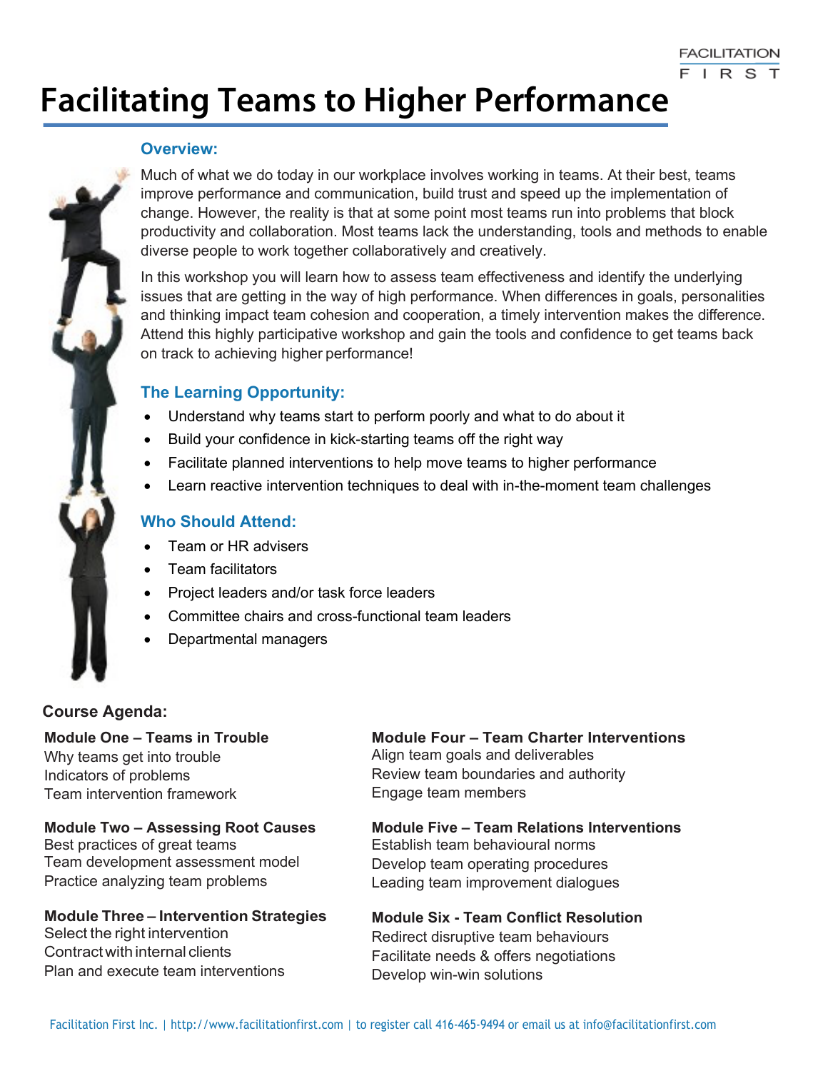FACILITATION FIRST

# Facilitating Teams to Higher Performance

## Overview:

Much of what we do today in our workplace involves working in teams. At their best, teams improve performance and communication, build trust and speed up the implementation of change. However, the reality is that at some point most teams run into problems that block productivity and collaboration. Most teams lack the understanding, tools and methods to enable diverse people to work together collaboratively and creatively.

In this workshop you will learn how to assess team effectiveness and identify the underlying issues that are getting in the way of high performance. When differences in goals, personalities and thinking impact team cohesion and cooperation, a timely intervention makes the difference. Attend this highly participative workshop and gain the tools and confidence to get teams back on track to achieving higher performance!

## The Learning Opportunity:

- Understand why teams start to perform poorly and what to do about it
- Build your confidence in kick-starting teams off the right way
- Facilitate planned interventions to help move teams to higher performance
- Learn reactive intervention techniques to deal with in-the-moment team challenges

## Who Should Attend:

- Team or HR advisers
- Team facilitators
- Project leaders and/or task force leaders
- Committee chairs and cross-functional team leaders
- Departmental managers

## Course Agenda:

**Module One – Teams in Trouble**
Why teams get into trouble
Indicators of problems
Team intervention framework

**Module Two – Assessing Root Causes**
Best practices of great teams
Team development assessment model
Practice analyzing team problems

**Module Three – Intervention Strategies**
Select the right intervention
Contract with internal clients
Plan and execute team interventions

**Module Four – Team Charter Interventions**
Align team goals and deliverables
Review team boundaries and authority
Engage team members

**Module Five – Team Relations Interventions**
Establish team behavioural norms
Develop team operating procedures
Leading team improvement dialogues

**Module Six - Team Conflict Resolution**
Redirect disruptive team behaviours
Facilitate needs & offers negotiations
Develop win-win solutions

Facilitation First Inc. | http://www.facilitationfirst.com | to register call 416-465-9494 or email us at info@facilitationfirst.com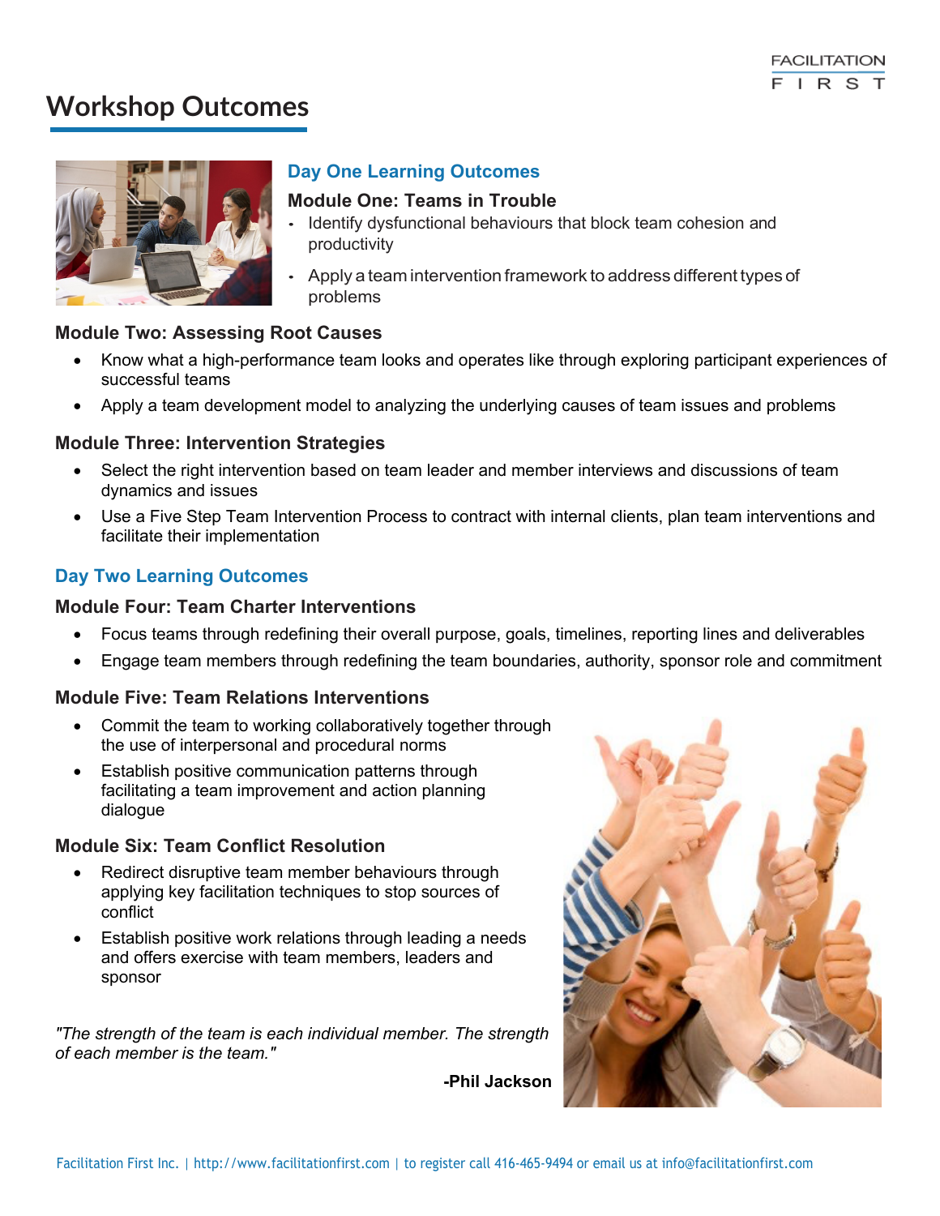# Workshop Outcomes

## Day One Learning Outcomes

### Module One: Teams in Trouble

- Identify dysfunctional behaviours that block team cohesion and productivity
- Apply a team intervention framework to address different types of problems

### Module Two: Assessing Root Causes

- Know what a high-performance team looks and operates like through exploring participant experiences of successful teams
- Apply a team development model to analyzing the underlying causes of team issues and problems

### Module Three: Intervention Strategies

- Select the right intervention based on team leader and member interviews and discussions of team dynamics and issues
- Use a Five Step Team Intervention Process to contract with internal clients, plan team interventions and facilitate their implementation

## Day Two Learning Outcomes

### Module Four: Team Charter Interventions

- Focus teams through redefining their overall purpose, goals, timelines, reporting lines and deliverables
- Engage team members through redefining the team boundaries, authority, sponsor role and commitment

### Module Five: Team Relations Interventions

- Commit the team to working collaboratively together through the use of interpersonal and procedural norms
- Establish positive communication patterns through facilitating a team improvement and action planning dialogue

### Module Six: Team Conflict Resolution

- Redirect disruptive team member behaviours through applying key facilitation techniques to stop sources of conflict
- Establish positive work relations through leading a needs and offers exercise with team members, leaders and sponsor

*"The strength of the team is each individual member. The strength of each member is the team."*

**-Phil Jackson**

Facilitation First Inc. | http://www.facilitationfirst.com | to register call 416-465-9494 or email us at info@facilitationfirst.com